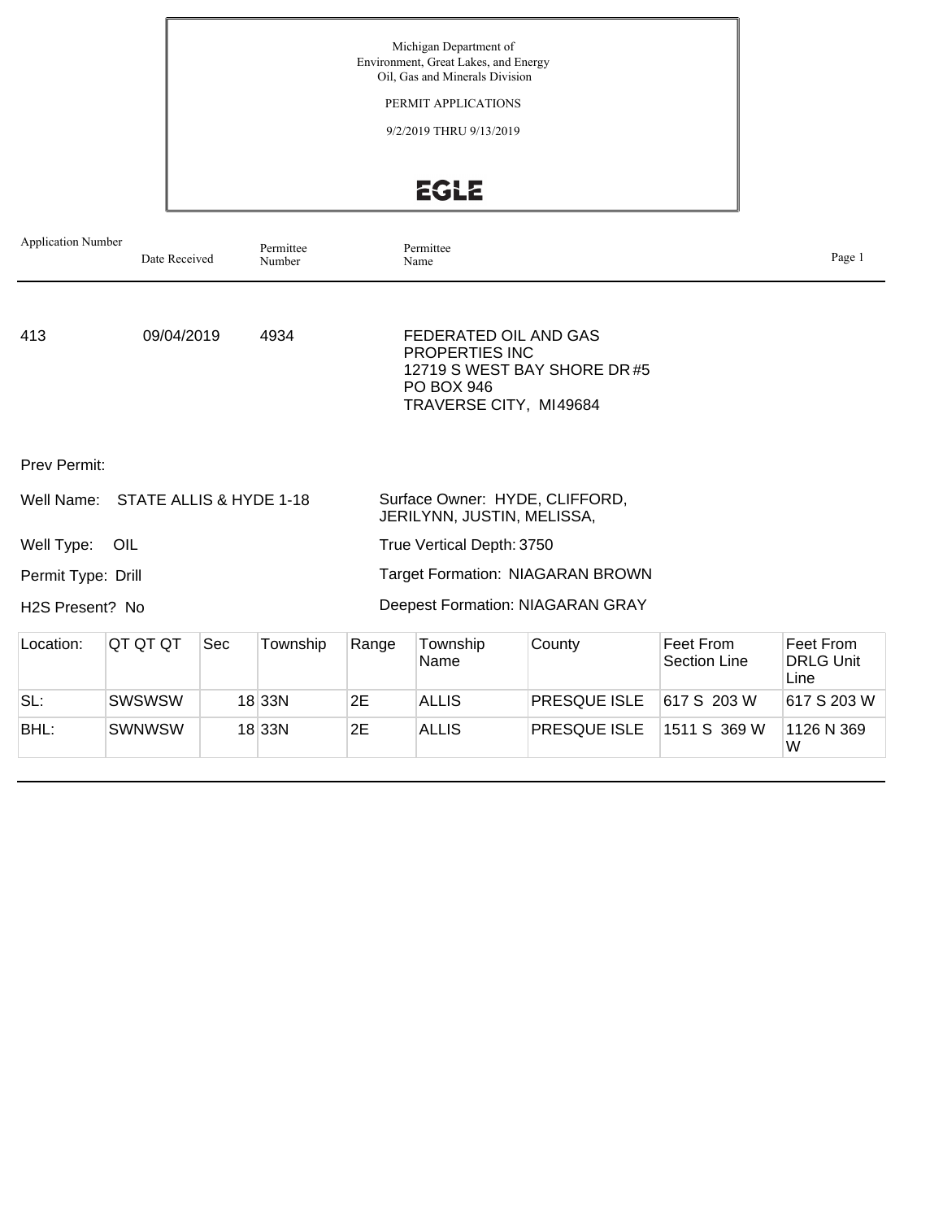Michigan Department of
Environment, Great Lakes, and Energy
Oil, Gas and Minerals Division

PERMIT APPLICATIONS

9/2/2019 THRU 9/13/2019

EGLE

| Application Number | Date Received | Permittee Number | Permittee Name |
|---|---|---|---|
| 413 | 09/04/2019 | 4934 | FEDERATED OIL AND GAS PROPERTIES INC<br>12719 S WEST BAY SHORE DR #5<br>PO BOX 946<br>TRAVERSE CITY, MI 49684 |

Prev Permit:

Well Name: STATE ALLIS & HYDE 1-18

Surface Owner: HYDE, CLIFFORD, JERILYNN, JUSTIN, MELISSA,

Well Type: OIL

True Vertical Depth: 3750

Permit Type: Drill

Target Formation: NIAGARAN BROWN

H2S Present? No

Deepest Formation: NIAGARAN GRAY

| Location: | QT QT QT | Sec | Township | Range | Township Name | County | Feet From Section Line | Feet From DRLG Unit Line |
|---|---|---|---|---|---|---|---|---|
| SL: | SWSWSW | 18 | 33N | 2E | ALLIS | PRESQUE ISLE | 617 S 203 W | 617 S 203 W |
| BHL: | SWNWSW | 18 | 33N | 2E | ALLIS | PRESQUE ISLE | 1511 S 369 W | 1126 N 369 W |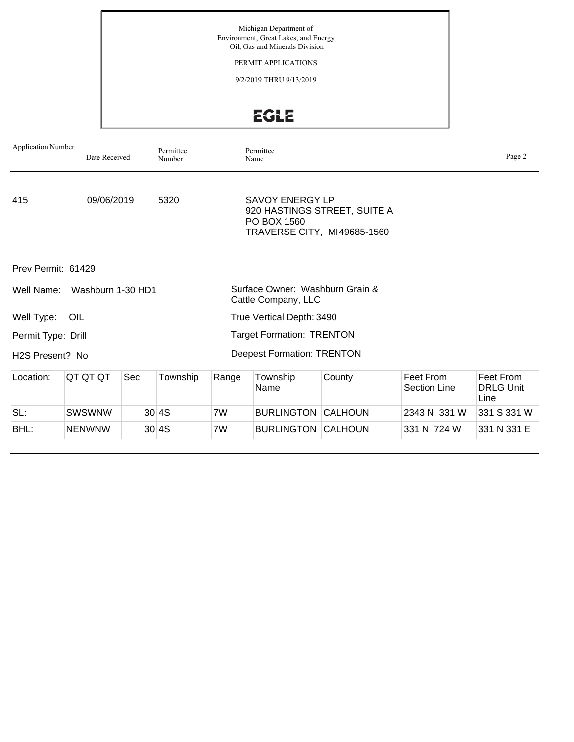Michigan Department of
Environment, Great Lakes, and Energy
Oil, Gas and Minerals Division

PERMIT APPLICATIONS

9/2/2019 THRU 9/13/2019

EGLE

| Application Number | Date Received | Permittee Number | Permittee Name |
|---|---|---|---|
| 415 | 09/06/2019 | 5320 | SAVOY ENERGY LP<br>920 HASTINGS STREET, SUITE A<br>PO BOX 1560<br>TRAVERSE CITY, MI49685-1560 |

Prev Permit: 61429

Well Name: Washburn 1-30 HD1

Surface Owner: Washburn Grain & Cattle Company, LLC

Well Type: OIL

True Vertical Depth: 3490

Permit Type: Drill

Target Formation: TRENTON

H2S Present? No

Deepest Formation: TRENTON

| Location: | QT QT QT | Sec | Township | Range | Township Name | County | Feet From Section Line | Feet From DRLG Unit Line |
|---|---|---|---|---|---|---|---|---|
| SL: | SWSWNW | 30 | 4S | 7W | BURLINGTON | CALHOUN | 2343 N 331 W | 331 S 331 W |
| BHL: | NENWNW | 30 | 4S | 7W | BURLINGTON | CALHOUN | 331 N 724 W | 331 N 331 E |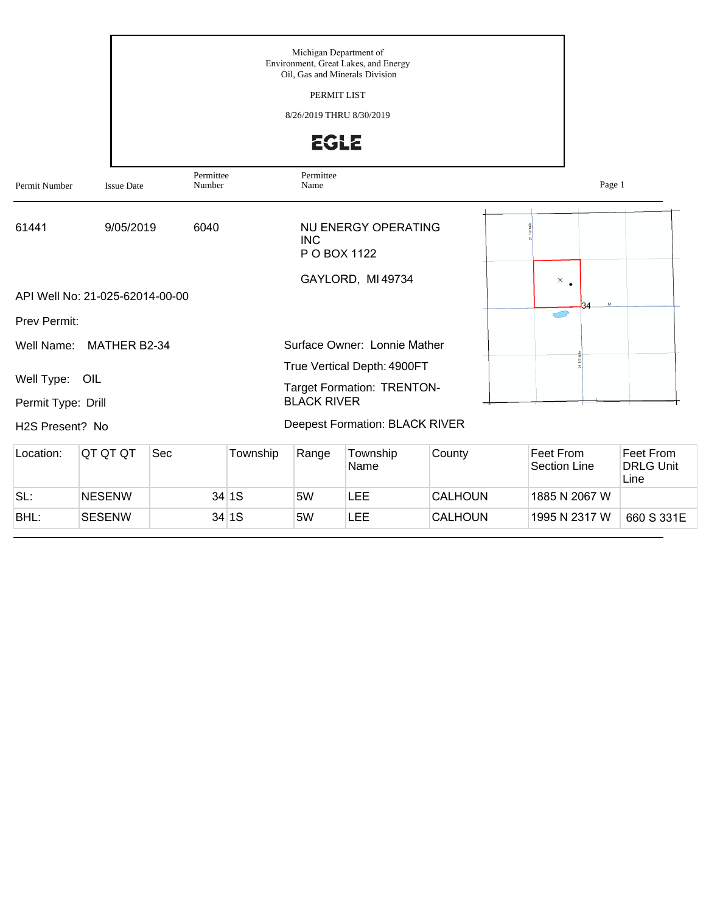Michigan Department of
Environment, Great Lakes, and Energy
Oil, Gas and Minerals Division

PERMIT LIST

8/26/2019 THRU 8/30/2019

EGLE

| Permit Number | Issue Date | Permittee Number | Permittee Name |
|---|---|---|---|
| 61441 | 9/05/2019 | 6040 | NU ENERGY OPERATING INC<br>P O BOX 1122<br>GAYLORD, MI 49734 |

API Well No: 21-025-62014-00-00

Prev Permit:

Well Name: MATHER B2-34

Well Type: OIL

Permit Type: Drill

H2S Present? No

Surface Owner: Lonnie Mather

True Vertical Depth: 4900FT

Target Formation: TRENTON-BLACK RIVER

Deepest Formation: BLACK RIVER

| Location: | QT QT QT | Sec | Township | Range | Township Name | County | Feet From Section Line | Feet From DRLG Unit Line |
|---|---|---|---|---|---|---|---|---|
| SL: | NESENW | 34 | 1S | 5W | LEE | CALHOUN | 1885 N 2067 W | |
| BHL: | SESENW | 34 | 1S | 5W | LEE | CALHOUN | 1995 N 2317 W | 660 S 331E |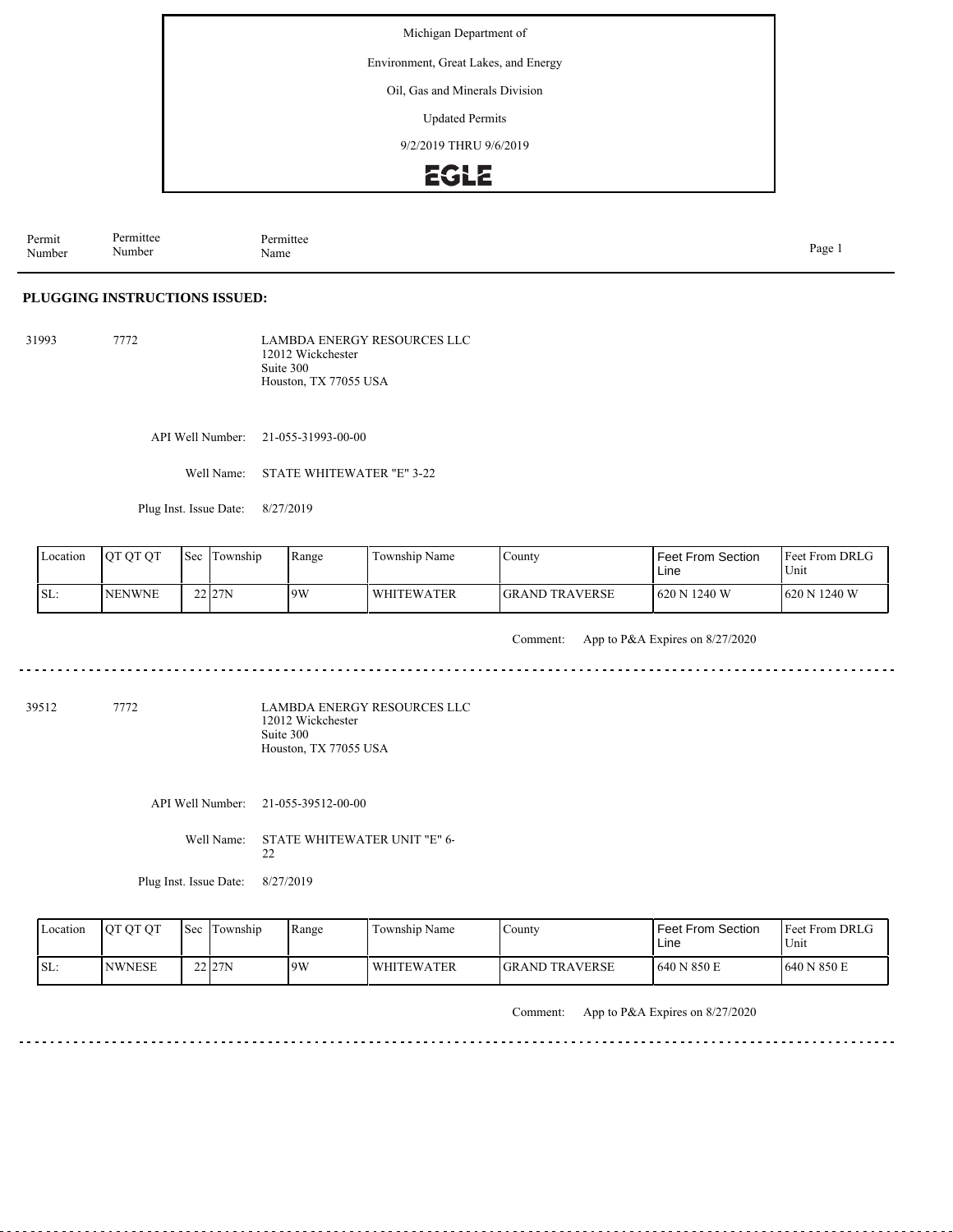Michigan Department of

Environment, Great Lakes, and Energy

Oil, Gas and Minerals Division

Updated Permits

9/2/2019 THRU 9/6/2019

EGLE

| Permit Number | Permittee Number | Permittee Name |
|---|---|---|

## PLUGGING INSTRUCTIONS ISSUED:

31993 7772 LAMBDA ENERGY RESOURCES LLC
12012 Wickchester
Suite 300
Houston, TX 77055 USA

API Well Number: 21-055-31993-00-00

Well Name: STATE WHITEWATER "E" 3-22

Plug Inst. Issue Date: 8/27/2019

| Location | QT QT QT | Sec | Township | Range | Township Name | County | Feet From Section Line | Feet From DRLG Unit |
|---|---|---|---|---|---|---|---|---|
| SL: | NENWNE | 22 | 27N | 9W | WHITEWATER | GRAND TRAVERSE | 620 N 1240 W | 620 N 1240 W |

Comment: App to P&A Expires on 8/27/2020

---

39512 7772 LAMBDA ENERGY RESOURCES LLC
12012 Wickchester
Suite 300
Houston, TX 77055 USA

API Well Number: 21-055-39512-00-00

Well Name: STATE WHITEWATER UNIT "E" 6-22

Plug Inst. Issue Date: 8/27/2019

| Location | QT QT QT | Sec | Township | Range | Township Name | County | Feet From Section Line | Feet From DRLG Unit |
|---|---|---|---|---|---|---|---|---|
| SL: | NWNESE | 22 | 27N | 9W | WHITEWATER | GRAND TRAVERSE | 640 N 850 E | 640 N 850 E |

Comment: App to P&A Expires on 8/27/2020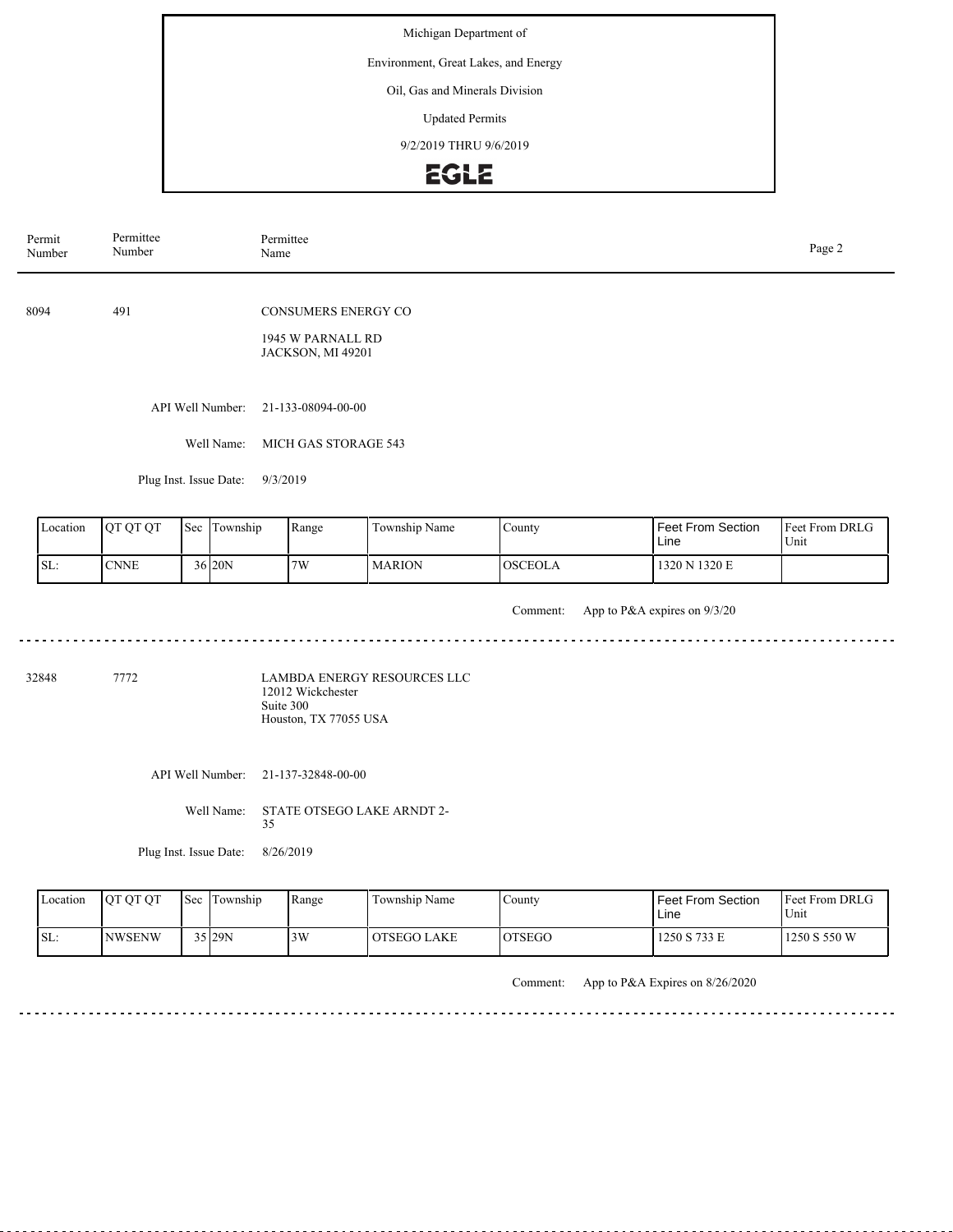Michigan Department of

Environment, Great Lakes, and Energy

Oil, Gas and Minerals Division

Updated Permits

9/2/2019 THRU 9/6/2019

EGLE

| Permit Number | Permittee Number | Permittee Name |
|---|---|---|

---

**8094** | **491** | **CONSUMERS ENERGY CO**

1945 W PARNALL RD
JACKSON, MI 49201

API Well Number: 21-133-08094-00-00

Well Name: MICH GAS STORAGE 543

Plug Inst. Issue Date: 9/3/2019

| Location | QT QT QT | Sec | Township | Range | Township Name | County | Feet From Section Line | Feet From DRLG Unit |
|---|---|---|---|---|---|---|---|---|
| SL: | CNNE | 36 | 20N | 7W | MARION | OSCEOLA | 1320 N 1320 E | |

Comment: App to P&A expires on 9/3/20

---

**32848** | **7772** | **LAMBDA ENERGY RESOURCES LLC**

12012 Wickchester
Suite 300
Houston, TX 77055 USA

API Well Number: 21-137-32848-00-00

Well Name: STATE OTSEGO LAKE ARNDT 2-35

Plug Inst. Issue Date: 8/26/2019

| Location | QT QT QT | Sec | Township | Range | Township Name | County | Feet From Section Line | Feet From DRLG Unit |
|---|---|---|---|---|---|---|---|---|
| SL: | NWSENW | 35 | 29N | 3W | OTSEGO LAKE | OTSEGO | 1250 S 733 E | 1250 S 550 W |

Comment: App to P&A Expires on 8/26/2020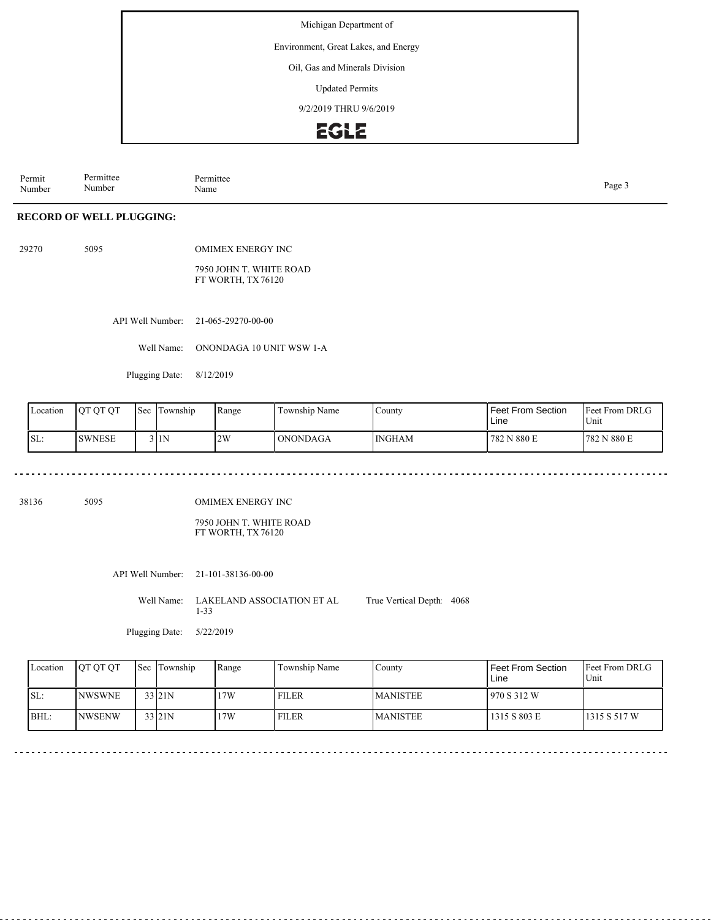Michigan Department of

Environment, Great Lakes, and Energy

Oil, Gas and Minerals Division

Updated Permits

9/2/2019 THRU 9/6/2019

EGLE

| Permit Number | Permittee Number | Permittee Name |
|---|---|---|

## RECORD OF WELL PLUGGING:

29270 5095 OMIMEX ENERGY INC

7950 JOHN T. WHITE ROAD
FT WORTH, TX 76120

API Well Number: 21-065-29270-00-00

Well Name: ONONDAGA 10 UNIT WSW 1-A

Plugging Date: 8/12/2019

| Location | QT QT QT | Sec | Township | Range | Township Name | County | Feet From Section Line | Feet From DRLG Unit |
|---|---|---|---|---|---|---|---|---|
| SL: | SWNESE | 3 | 1N | 2W | ONONDAGA | INGHAM | 782 N 880 E | 782 N 880 E |

38136 5095 OMIMEX ENERGY INC

7950 JOHN T. WHITE ROAD
FT WORTH, TX 76120

API Well Number: 21-101-38136-00-00

Well Name: LAKELAND ASSOCIATION ET AL 1-33

True Vertical Depth: 4068

Plugging Date: 5/22/2019

| Location | QT QT QT | Sec | Township | Range | Township Name | County | Feet From Section Line | Feet From DRLG Unit |
|---|---|---|---|---|---|---|---|---|
| SL: | NWSWNE | 33 | 21N | 17W | FILER | MANISTEE | 970 S 312 W | |
| BHL: | NWSENW | 33 | 21N | 17W | FILER | MANISTEE | 1315 S 803 E | 1315 S 517 W |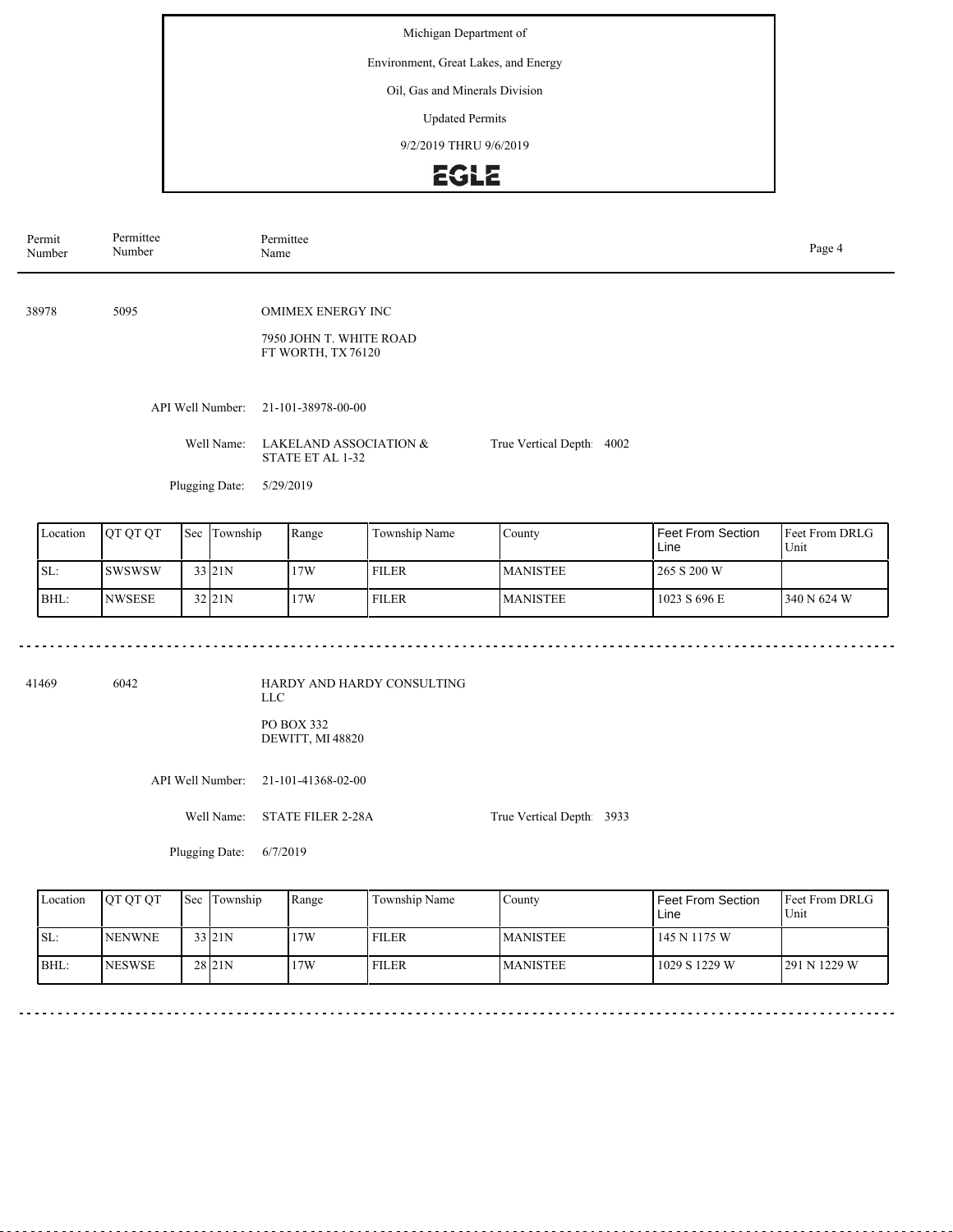Michigan Department of

Environment, Great Lakes, and Energy

Oil, Gas and Minerals Division

Updated Permits

9/2/2019 THRU 9/6/2019

EGLE

| Permit Number | Permittee Number | Permittee Name |
|---|---|---|

38978 5095 OMIMEX ENERGY INC

7950 JOHN T. WHITE ROAD
FT WORTH, TX 76120

API Well Number: 21-101-38978-00-00

Well Name: LAKELAND ASSOCIATION & STATE ET AL 1-32

True Vertical Depth: 4002

Plugging Date: 5/29/2019

| Location | QT QT QT | Sec | Township | Range | Township Name | County | Feet From Section Line | Feet From DRLG Unit |
|---|---|---|---|---|---|---|---|---|
| SL: | SWSWSW | 33 | 21N | 17W | FILER | MANISTEE | 265 S 200 W | |
| BHL: | NWSESE | 32 | 21N | 17W | FILER | MANISTEE | 1023 S 696 E | 340 N 624 W |

41469 6042 HARDY AND HARDY CONSULTING LLC

PO BOX 332
DEWITT, MI 48820

API Well Number: 21-101-41368-02-00

Well Name: STATE FILER 2-28A

True Vertical Depth: 3933

Plugging Date: 6/7/2019

| Location | QT QT QT | Sec | Township | Range | Township Name | County | Feet From Section Line | Feet From DRLG Unit |
|---|---|---|---|---|---|---|---|---|
| SL: | NENWNE | 33 | 21N | 17W | FILER | MANISTEE | 145 N 1175 W | |
| BHL: | NESWSE | 28 | 21N | 17W | FILER | MANISTEE | 1029 S 1229 W | 291 N 1229 W |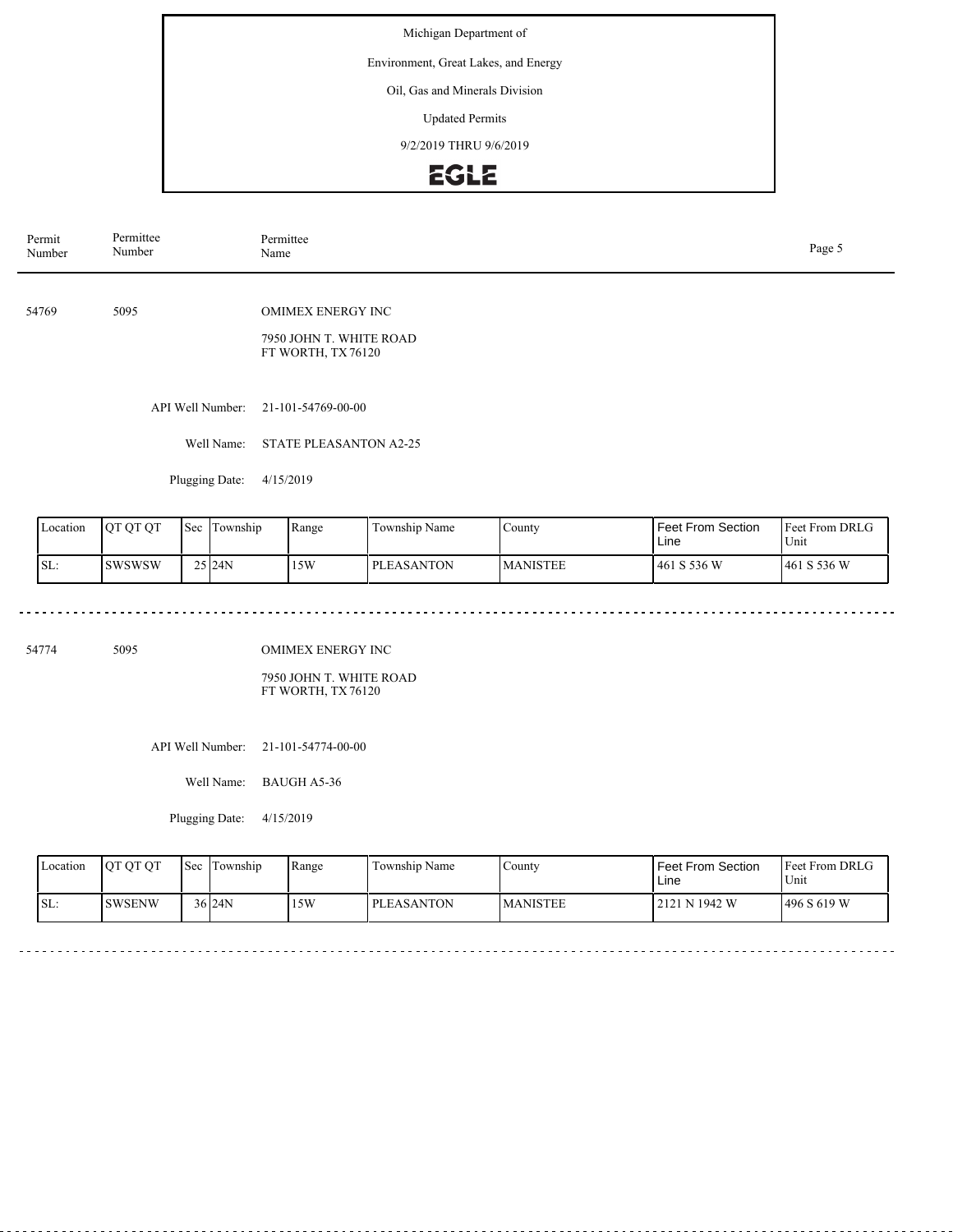Michigan Department of

Environment, Great Lakes, and Energy

Oil, Gas and Minerals Division

Updated Permits

9/2/2019 THRU 9/6/2019

EGLE

| Permit Number | Permittee Number | Permittee Name |
|---|---|---|

---

54769 5095 OMIMEX ENERGY INC

7950 JOHN T. WHITE ROAD
FT WORTH, TX 76120

API Well Number: 21-101-54769-00-00

Well Name: STATE PLEASANTON A2-25

Plugging Date: 4/15/2019

| Location | QT QT QT | Sec | Township | Range | Township Name | County | Feet From Section Line | Feet From DRLG Unit |
|---|---|---|---|---|---|---|---|---|
| SL: | SWSWSW | 25 | 24N | 15W | PLEASANTON | MANISTEE | 461 S 536 W | 461 S 536 W |

---

54774 5095 OMIMEX ENERGY INC

7950 JOHN T. WHITE ROAD
FT WORTH, TX 76120

API Well Number: 21-101-54774-00-00

Well Name: BAUGH A5-36

Plugging Date: 4/15/2019

| Location | QT QT QT | Sec | Township | Range | Township Name | County | Feet From Section Line | Feet From DRLG Unit |
|---|---|---|---|---|---|---|---|---|
| SL: | SWSENW | 36 | 24N | 15W | PLEASANTON | MANISTEE | 2121 N 1942 W | 496 S 619 W |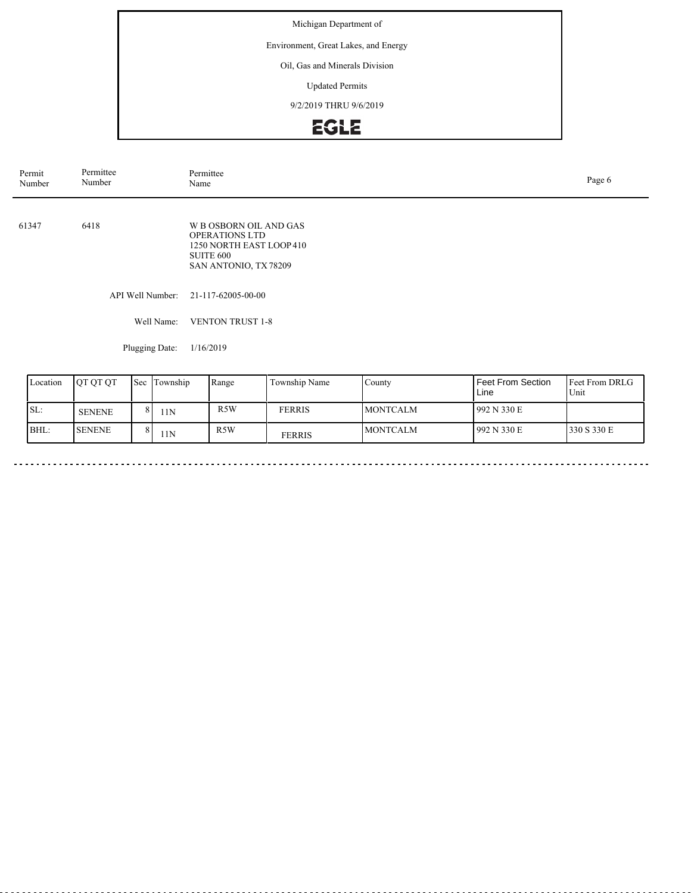Michigan Department of

Environment, Great Lakes, and Energy

Oil, Gas and Minerals Division

Updated Permits

9/2/2019 THRU 9/6/2019

EGLE

| Permit Number | Permittee Number | Permittee Name |
|---|---|---|
| 61347 | 6418 | W B OSBORN OIL AND GAS OPERATIONS LTD<br>1250 NORTH EAST LOOP 410<br>SUITE 600<br>SAN ANTONIO, TX 78209 |

API Well Number: 21-117-62005-00-00

Well Name: VENTON TRUST 1-8

Plugging Date: 1/16/2019

| Location | QT QT QT | Sec | Township | Range | Township Name | County | Feet From Section Line | Feet From DRLG Unit |
|---|---|---|---|---|---|---|---|---|
| SL: | SENENE | 8 | 11N | R5W | FERRIS | MONTCALM | 992 N 330 E | |
| BHL: | SENENE | 8 | 11N | R5W | FERRIS | MONTCALM | 992 N 330 E | 330 S 330 E |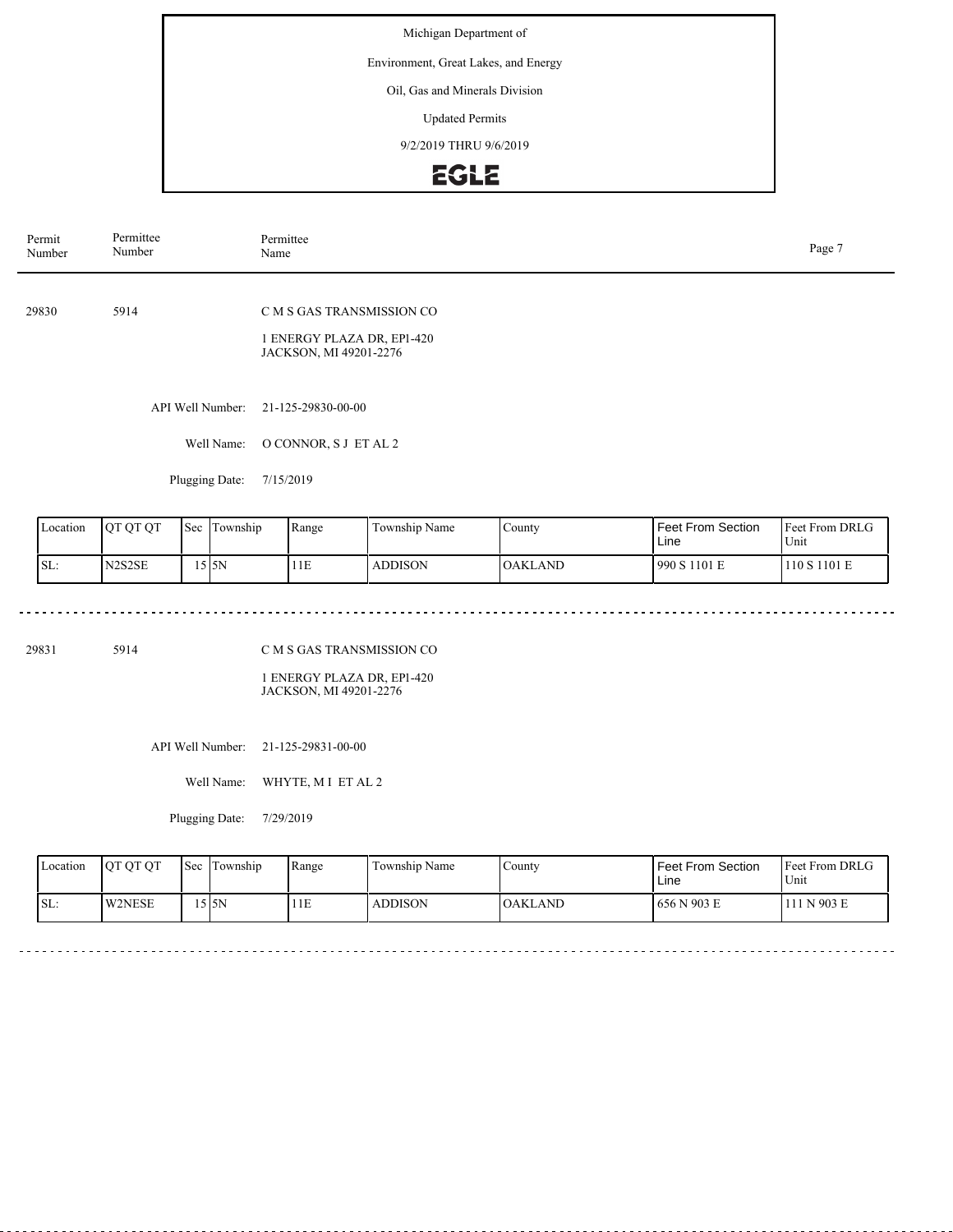Michigan Department of

Environment, Great Lakes, and Energy

Oil, Gas and Minerals Division

Updated Permits

9/2/2019 THRU 9/6/2019

EGLE

| Permit Number | Permittee Number | Permittee Name |
|---|---|---|

---

**29830** | **5914** | **C M S GAS TRANSMISSION CO**

1 ENERGY PLAZA DR, EP1-420
JACKSON, MI 49201-2276

API Well Number: 21-125-29830-00-00

Well Name: O CONNOR, S J ET AL 2

Plugging Date: 7/15/2019

| Location | QT QT QT | Sec | Township | Range | Township Name | County | Feet From Section Line | Feet From DRLG Unit |
|---|---|---|---|---|---|---|---|---|
| SL: | N2S2SE | 15 | 5N | 11E | ADDISON | OAKLAND | 990 S 1101 E | 110 S 1101 E |

---

**29831** | **5914** | **C M S GAS TRANSMISSION CO**

1 ENERGY PLAZA DR, EP1-420
JACKSON, MI 49201-2276

API Well Number: 21-125-29831-00-00

Well Name: WHYTE, M I ET AL 2

Plugging Date: 7/29/2019

| Location | QT QT QT | Sec | Township | Range | Township Name | County | Feet From Section Line | Feet From DRLG Unit |
|---|---|---|---|---|---|---|---|---|
| SL: | W2NESE | 15 | 5N | 11E | ADDISON | OAKLAND | 656 N 903 E | 111 N 903 E |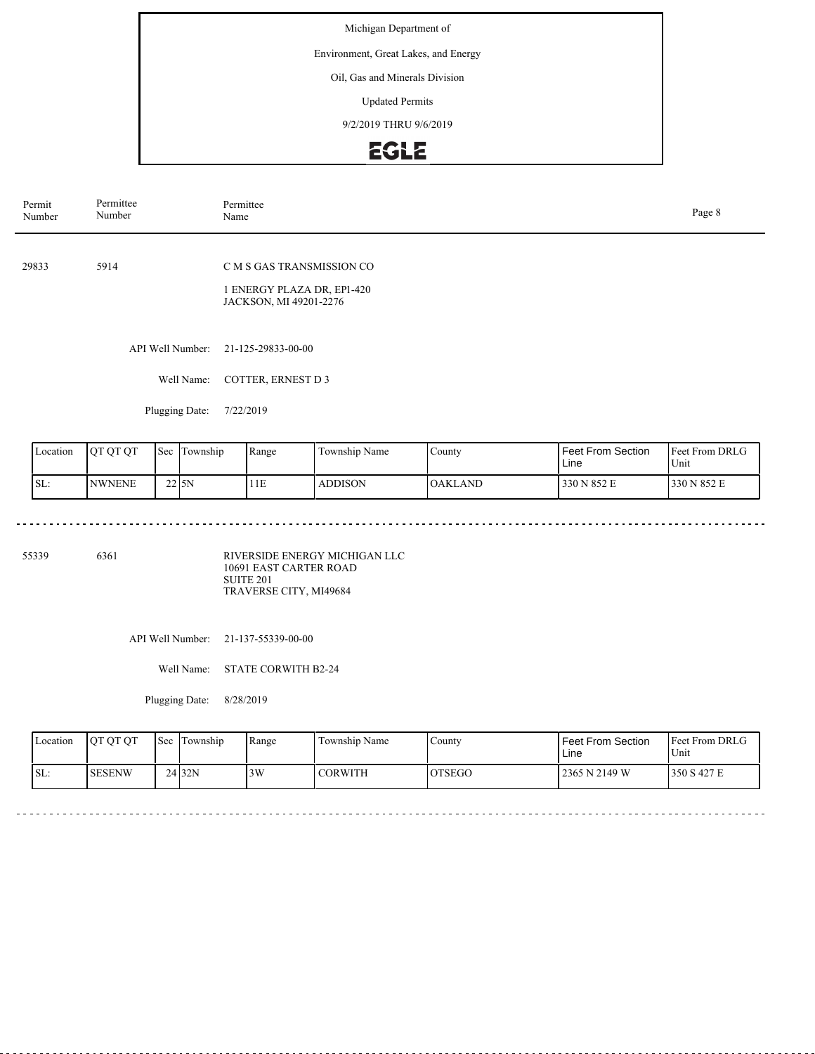Michigan Department of

Environment, Great Lakes, and Energy

Oil, Gas and Minerals Division

Updated Permits

9/2/2019 THRU 9/6/2019

EGLE

| Permit Number | Permittee Number | Permittee Name |
|---|---|---|

29833 5914 C M S GAS TRANSMISSION CO

1 ENERGY PLAZA DR, EP1-420
JACKSON, MI 49201-2276

API Well Number: 21-125-29833-00-00

Well Name: COTTER, ERNEST D 3

Plugging Date: 7/22/2019

| Location | QT QT QT | Sec | Township | Range | Township Name | County | Feet From Section Line | Feet From DRLG Unit |
|---|---|---|---|---|---|---|---|---|
| SL: | NWNENE | 22 | 5N | 11E | ADDISON | OAKLAND | 330 N 852 E | 330 N 852 E |

---

55339 6361 RIVERSIDE ENERGY MICHIGAN LLC
10691 EAST CARTER ROAD
SUITE 201
TRAVERSE CITY, MI49684

API Well Number: 21-137-55339-00-00

Well Name: STATE CORWITH B2-24

Plugging Date: 8/28/2019

| Location | QT QT QT | Sec | Township | Range | Township Name | County | Feet From Section Line | Feet From DRLG Unit |
|---|---|---|---|---|---|---|---|---|
| SL: | SESENW | 24 | 32N | 3W | CORWITH | OTSEGO | 2365 N 2149 W | 350 S 427 E |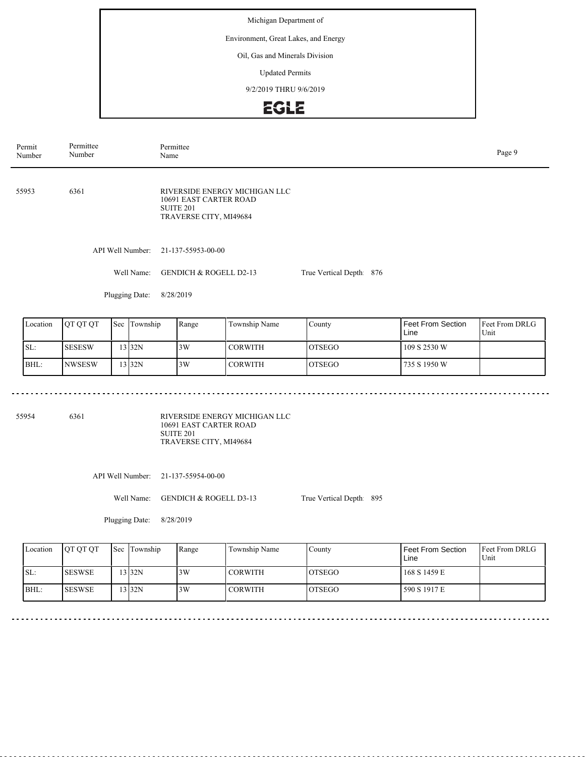Michigan Department of

Environment, Great Lakes, and Energy

Oil, Gas and Minerals Division

Updated Permits

9/2/2019 THRU 9/6/2019

EGLE

| Permit Number | Permittee Number | Permittee Name |
|---|---|---|

---

**55953** | **6361**

RIVERSIDE ENERGY MICHIGAN LLC
10691 EAST CARTER ROAD
SUITE 201
TRAVERSE CITY, MI49684

API Well Number: 21-137-55953-00-00

Well Name: GENDICH & ROGELL D2-13 True Vertical Depth: 876

Plugging Date: 8/28/2019

| Location | QT QT QT | Sec | Township | Range | Township Name | County | Feet From Section Line | Feet From DRLG Unit |
|---|---|---|---|---|---|---|---|---|
| SL: | SESESW | 13 | 32N | 3W | CORWITH | OTSEGO | 109 S 2530 W | |
| BHL: | NWSESW | 13 | 32N | 3W | CORWITH | OTSEGO | 735 S 1950 W | |

---

**55954** | **6361**

RIVERSIDE ENERGY MICHIGAN LLC
10691 EAST CARTER ROAD
SUITE 201
TRAVERSE CITY, MI49684

API Well Number: 21-137-55954-00-00

Well Name: GENDICH & ROGELL D3-13 True Vertical Depth: 895

Plugging Date: 8/28/2019

| Location | QT QT QT | Sec | Township | Range | Township Name | County | Feet From Section Line | Feet From DRLG Unit |
|---|---|---|---|---|---|---|---|---|
| SL: | SESWSE | 13 | 32N | 3W | CORWITH | OTSEGO | 168 S 1459 E | |
| BHL: | SESWSE | 13 | 32N | 3W | CORWITH | OTSEGO | 590 S 1917 E | |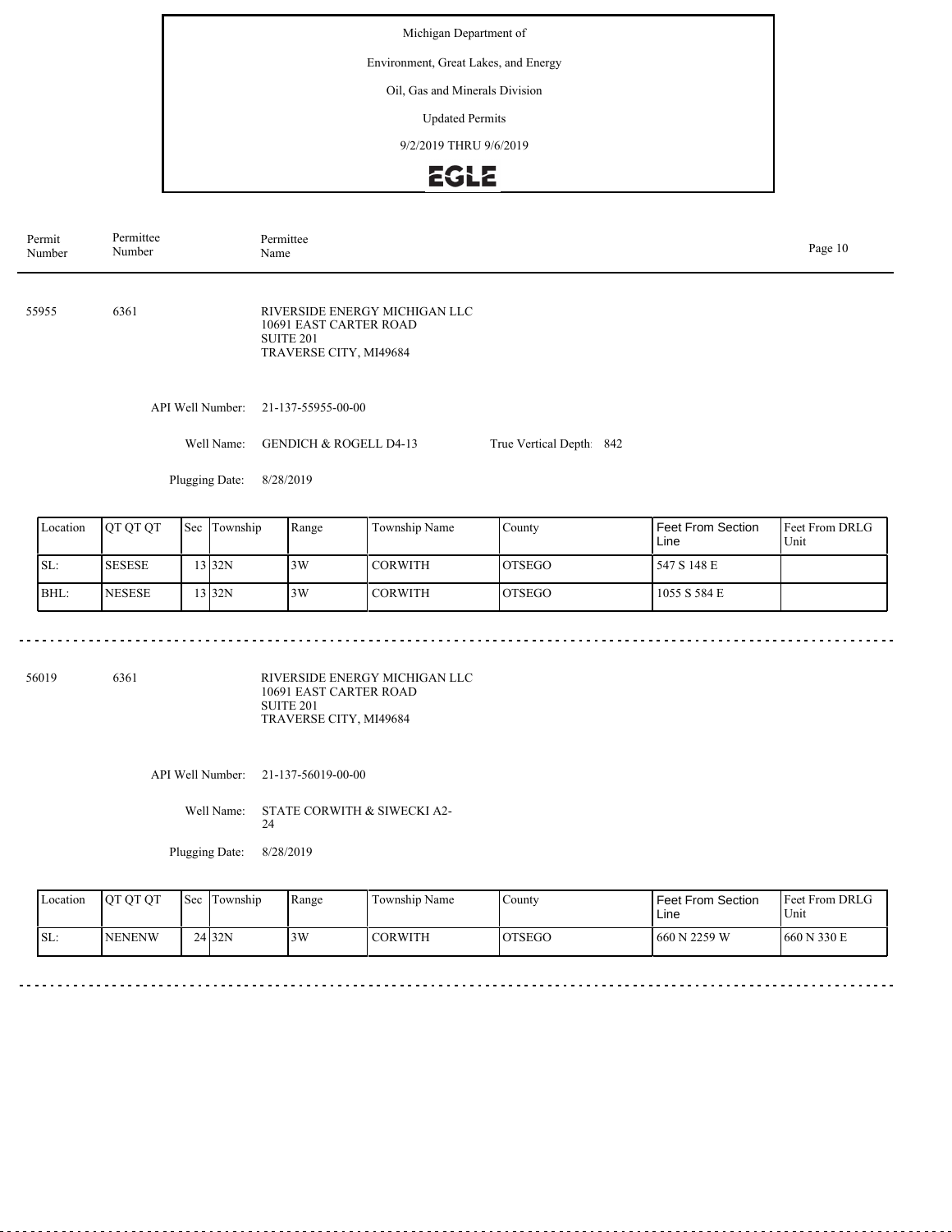Michigan Department of

Environment, Great Lakes, and Energy

Oil, Gas and Minerals Division

Updated Permits

9/2/2019 THRU 9/6/2019

EGLE

| Permit Number | Permittee Number | Permittee Name |
|---|---|---|

55955 6361 RIVERSIDE ENERGY MICHIGAN LLC
10691 EAST CARTER ROAD
SUITE 201
TRAVERSE CITY, MI49684

API Well Number: 21-137-55955-00-00

Well Name: GENDICH & ROGELL D4-13 True Vertical Depth: 842

Plugging Date: 8/28/2019

| Location | QT QT QT | Sec | Township | Range | Township Name | County | Feet From Section Line | Feet From DRLG Unit |
|---|---|---|---|---|---|---|---|---|
| SL: | SESESE | 13 | 32N | 3W | CORWITH | OTSEGO | 547 S 148 E | |
| BHL: | NESESE | 13 | 32N | 3W | CORWITH | OTSEGO | 1055 S 584 E | |

---

56019 6361 RIVERSIDE ENERGY MICHIGAN LLC
10691 EAST CARTER ROAD
SUITE 201
TRAVERSE CITY, MI49684

API Well Number: 21-137-56019-00-00

Well Name: STATE CORWITH & SIWECKI A2-24

Plugging Date: 8/28/2019

| Location | QT QT QT | Sec | Township | Range | Township Name | County | Feet From Section Line | Feet From DRLG Unit |
|---|---|---|---|---|---|---|---|---|
| SL: | NENENW | 24 | 32N | 3W | CORWITH | OTSEGO | 660 N 2259 W | 660 N 330 E |

---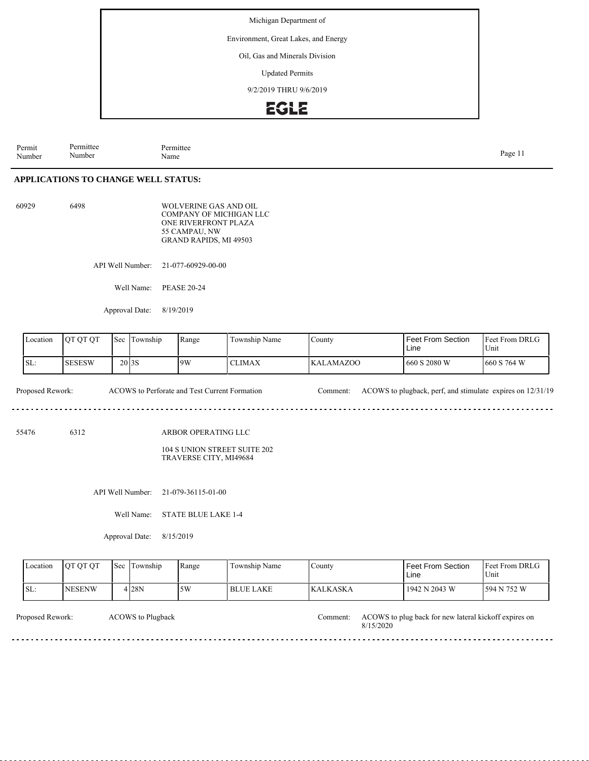Michigan Department of

Environment, Great Lakes, and Energy

Oil, Gas and Minerals Division

Updated Permits

9/2/2019 THRU 9/6/2019

EGLE

| Permit Number | Permittee Number | Permittee Name |
|---|---|---|

## APPLICATIONS TO CHANGE WELL STATUS:

60929 6498 WOLVERINE GAS AND OIL COMPANY OF MICHIGAN LLC
ONE RIVERFRONT PLAZA
55 CAMPAU, NW
GRAND RAPIDS, MI 49503

API Well Number: 21-077-60929-00-00

Well Name: PEASE 20-24

Approval Date: 8/19/2019

| Location | QT QT QT | Sec | Township | Range | Township Name | County | Feet From Section Line | Feet From DRLG Unit |
|---|---|---|---|---|---|---|---|---|
| SL: | SESESW | 20 | 3S | 9W | CLIMAX | KALAMAZOO | 660 S 2080 W | 660 S 764 W |

Proposed Rework: ACOWS to Perforate and Test Current Formation

Comment: ACOWS to plugback, perf, and stimulate expires on 12/31/19

---

55476 6312 ARBOR OPERATING LLC

104 S UNION STREET SUITE 202
TRAVERSE CITY, MI49684

API Well Number: 21-079-36115-01-00

Well Name: STATE BLUE LAKE 1-4

Approval Date: 8/15/2019

| Location | QT QT QT | Sec | Township | Range | Township Name | County | Feet From Section Line | Feet From DRLG Unit |
|---|---|---|---|---|---|---|---|---|
| SL: | NESENW | 4 | 28N | 5W | BLUE LAKE | KALKASKA | 1942 N 2043 W | 594 N 752 W |

Proposed Rework: ACOWS to Plugback

Comment: ACOWS to plug back for new lateral kickoff expires on 8/15/2020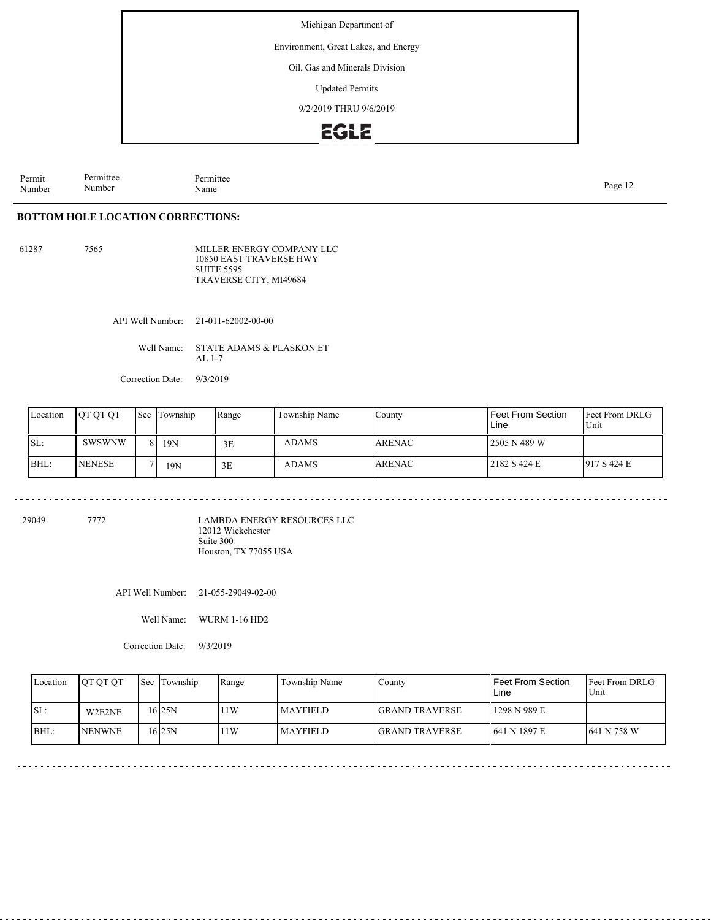Michigan Department of

Environment, Great Lakes, and Energy

Oil, Gas and Minerals Division

Updated Permits

9/2/2019 THRU 9/6/2019

EGLE

| Permit Number | Permittee Number | Permittee Name |
|---|---|---|

## BOTTOM HOLE LOCATION CORRECTIONS:

61287 7565 MILLER ENERGY COMPANY LLC
10850 EAST TRAVERSE HWY
SUITE 5595
TRAVERSE CITY, MI49684

API Well Number: 21-011-62002-00-00

Well Name: STATE ADAMS & PLASKON ET AL 1-7

Correction Date: 9/3/2019

| Location | QT QT QT | Sec | Township | Range | Township Name | County | Feet From Section Line | Feet From DRLG Unit |
|---|---|---|---|---|---|---|---|---|
| SL: | SWSWNW | 8 | 19N | 3E | ADAMS | ARENAC | 2505 N 489 W | |
| BHL: | NENESE | 7 | 19N | 3E | ADAMS | ARENAC | 2182 S 424 E | 917 S 424 E |

---

29049 7772 LAMBDA ENERGY RESOURCES LLC
12012 Wickchester
Suite 300
Houston, TX 77055 USA

API Well Number: 21-055-29049-02-00

Well Name: WURM 1-16 HD2

Correction Date: 9/3/2019

| Location | QT QT QT | Sec | Township | Range | Township Name | County | Feet From Section Line | Feet From DRLG Unit |
|---|---|---|---|---|---|---|---|---|
| SL: | W2E2NE | 16 | 25N | 11W | MAYFIELD | GRAND TRAVERSE | 1298 N 989 E | |
| BHL: | NENWNE | 16 | 25N | 11W | MAYFIELD | GRAND TRAVERSE | 641 N 1897 E | 641 N 758 W |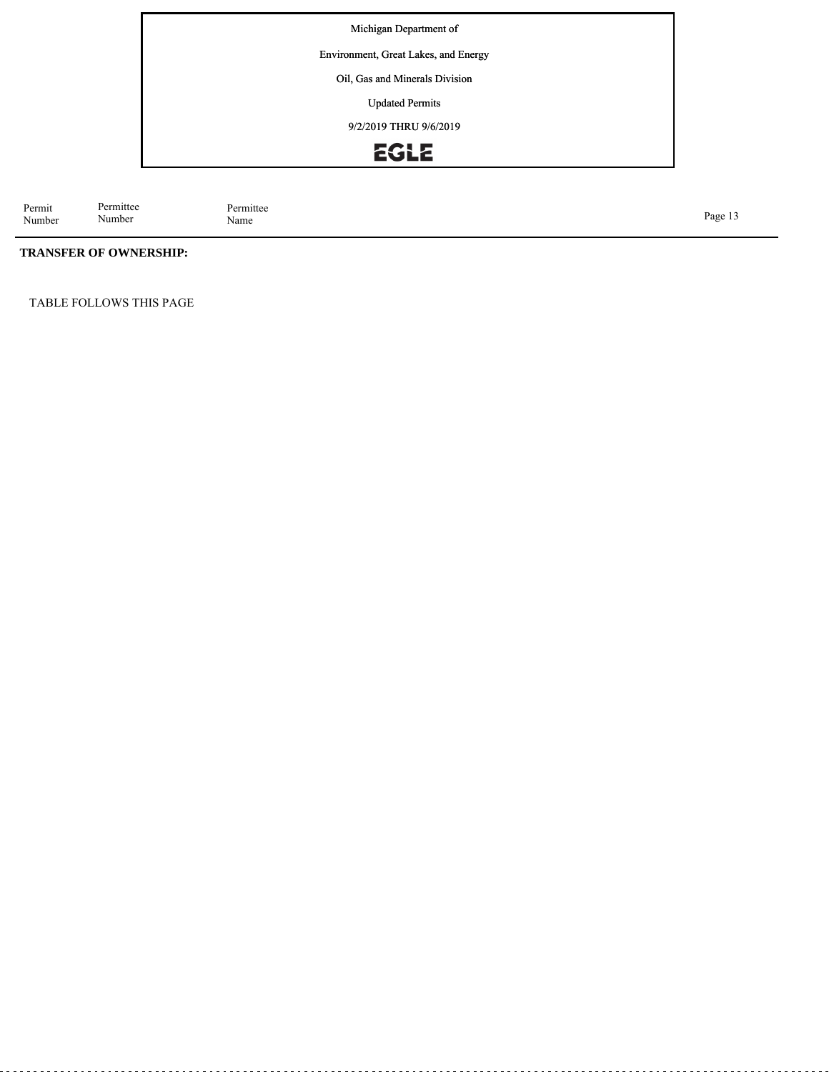**TRANSFER OF OWNERSHIP:**

TABLE FOLLOWS THIS PAGE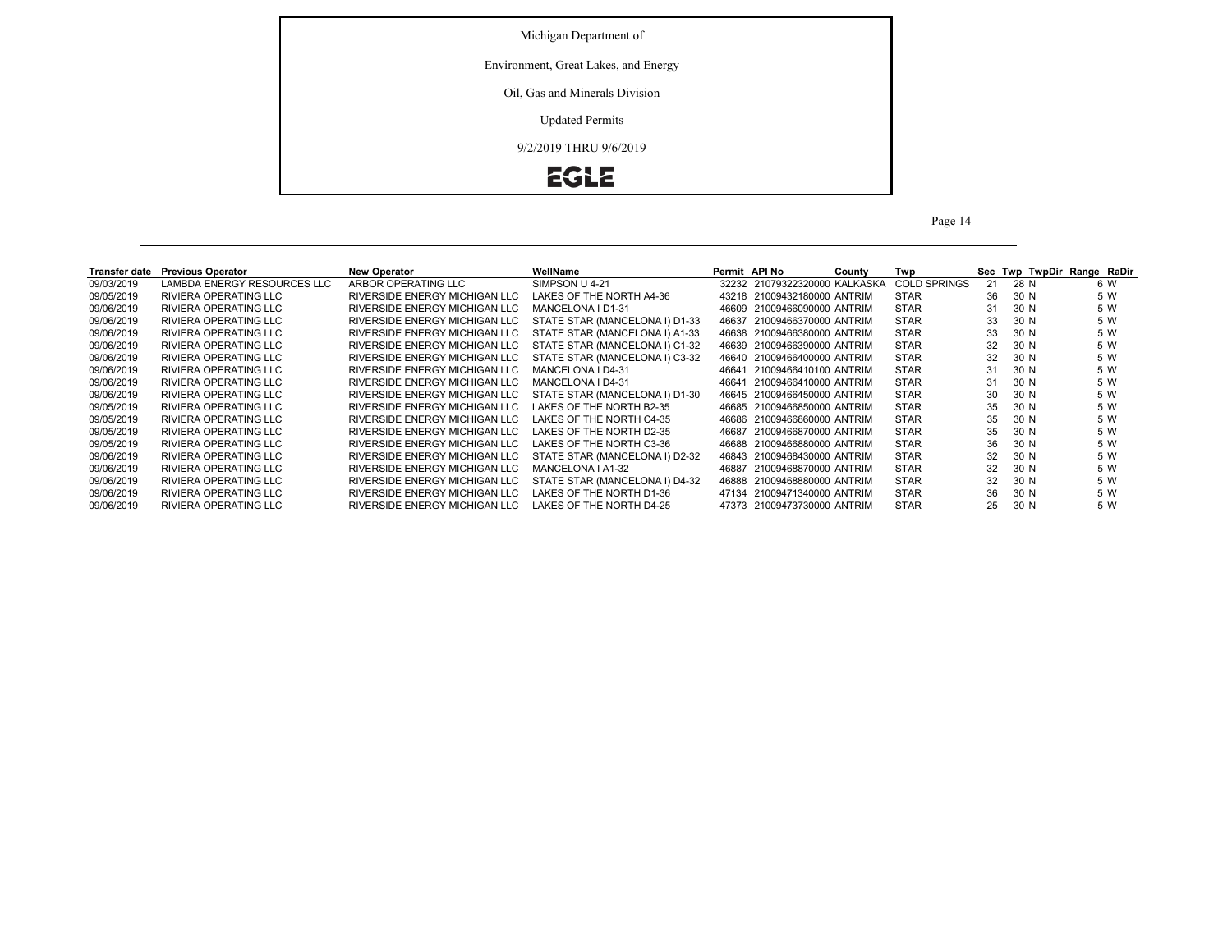Michigan Department of

Environment, Great Lakes, and Energy

Oil, Gas and Minerals Division

Updated Permits

9/2/2019 THRU 9/6/2019

EGLE

| Transfer date | Previous Operator | New Operator | WellName | Permit | API No | County | Twp | Sec | Twp | TwpDir | Range | RaDir |
|---|---|---|---|---|---|---|---|---|---|---|---|---|
| 09/03/2019 | LAMBDA ENERGY RESOURCES LLC | ARBOR OPERATING LLC | SIMPSON U 4-21 | 32232 | 21079322320000 | KALKASKA | COLD SPRINGS | 21 | 28 | N | 6 | W |
| 09/05/2019 | RIVIERA OPERATING LLC | RIVERSIDE ENERGY MICHIGAN LLC | LAKES OF THE NORTH A4-36 | 43218 | 21009432180000 | ANTRIM | STAR | 36 | 30 | N | 5 | W |
| 09/06/2019 | RIVIERA OPERATING LLC | RIVERSIDE ENERGY MICHIGAN LLC | MANCELONA I D1-31 | 46609 | 21009466090000 | ANTRIM | STAR | 31 | 30 | N | 5 | W |
| 09/06/2019 | RIVIERA OPERATING LLC | RIVERSIDE ENERGY MICHIGAN LLC | STATE STAR (MANCELONA I) D1-33 | 46637 | 21009466370000 | ANTRIM | STAR | 33 | 30 | N | 5 | W |
| 09/06/2019 | RIVIERA OPERATING LLC | RIVERSIDE ENERGY MICHIGAN LLC | STATE STAR (MANCELONA I) A1-33 | 46638 | 21009466380000 | ANTRIM | STAR | 33 | 30 | N | 5 | W |
| 09/06/2019 | RIVIERA OPERATING LLC | RIVERSIDE ENERGY MICHIGAN LLC | STATE STAR (MANCELONA I) C1-32 | 46639 | 21009466390000 | ANTRIM | STAR | 32 | 30 | N | 5 | W |
| 09/06/2019 | RIVIERA OPERATING LLC | RIVERSIDE ENERGY MICHIGAN LLC | STATE STAR (MANCELONA I) C3-32 | 46640 | 21009466400000 | ANTRIM | STAR | 32 | 30 | N | 5 | W |
| 09/06/2019 | RIVIERA OPERATING LLC | RIVERSIDE ENERGY MICHIGAN LLC | MANCELONA I D4-31 | 46641 | 21009466410000 | ANTRIM | STAR | 31 | 30 | N | 5 | W |
| 09/06/2019 | RIVIERA OPERATING LLC | RIVERSIDE ENERGY MICHIGAN LLC | MANCELONA I D4-31 | 46641 | 21009466410100 | ANTRIM | STAR | 31 | 30 | N | 5 | W |
| 09/06/2019 | RIVIERA OPERATING LLC | RIVERSIDE ENERGY MICHIGAN LLC | STATE STAR (MANCELONA I) D1-30 | 46645 | 21009466450000 | ANTRIM | STAR | 30 | 30 | N | 5 | W |
| 09/05/2019 | RIVIERA OPERATING LLC | RIVERSIDE ENERGY MICHIGAN LLC | LAKES OF THE NORTH B2-35 | 46685 | 21009466850000 | ANTRIM | STAR | 35 | 30 | N | 5 | W |
| 09/05/2019 | RIVIERA OPERATING LLC | RIVERSIDE ENERGY MICHIGAN LLC | LAKES OF THE NORTH C4-35 | 46686 | 21009466860000 | ANTRIM | STAR | 35 | 30 | N | 5 | W |
| 09/05/2019 | RIVIERA OPERATING LLC | RIVERSIDE ENERGY MICHIGAN LLC | LAKES OF THE NORTH D2-35 | 46687 | 21009466870000 | ANTRIM | STAR | 35 | 30 | N | 5 | W |
| 09/05/2019 | RIVIERA OPERATING LLC | RIVERSIDE ENERGY MICHIGAN LLC | LAKES OF THE NORTH C3-36 | 46688 | 21009466880000 | ANTRIM | STAR | 36 | 30 | N | 5 | W |
| 09/06/2019 | RIVIERA OPERATING LLC | RIVERSIDE ENERGY MICHIGAN LLC | STATE STAR (MANCELONA I) D2-32 | 46843 | 21009468430000 | ANTRIM | STAR | 32 | 30 | N | 5 | W |
| 09/06/2019 | RIVIERA OPERATING LLC | RIVERSIDE ENERGY MICHIGAN LLC | MANCELONA I A1-32 | 46887 | 21009468870000 | ANTRIM | STAR | 32 | 30 | N | 5 | W |
| 09/06/2019 | RIVIERA OPERATING LLC | RIVERSIDE ENERGY MICHIGAN LLC | STATE STAR (MANCELONA I) D4-32 | 46888 | 21009468880000 | ANTRIM | STAR | 32 | 30 | N | 5 | W |
| 09/06/2019 | RIVIERA OPERATING LLC | RIVERSIDE ENERGY MICHIGAN LLC | LAKES OF THE NORTH D1-36 | 47134 | 21009471340000 | ANTRIM | STAR | 36 | 30 | N | 5 | W |
| 09/06/2019 | RIVIERA OPERATING LLC | RIVERSIDE ENERGY MICHIGAN LLC | LAKES OF THE NORTH D4-25 | 47373 | 21009473730000 | ANTRIM | STAR | 25 | 30 | N | 5 | W |